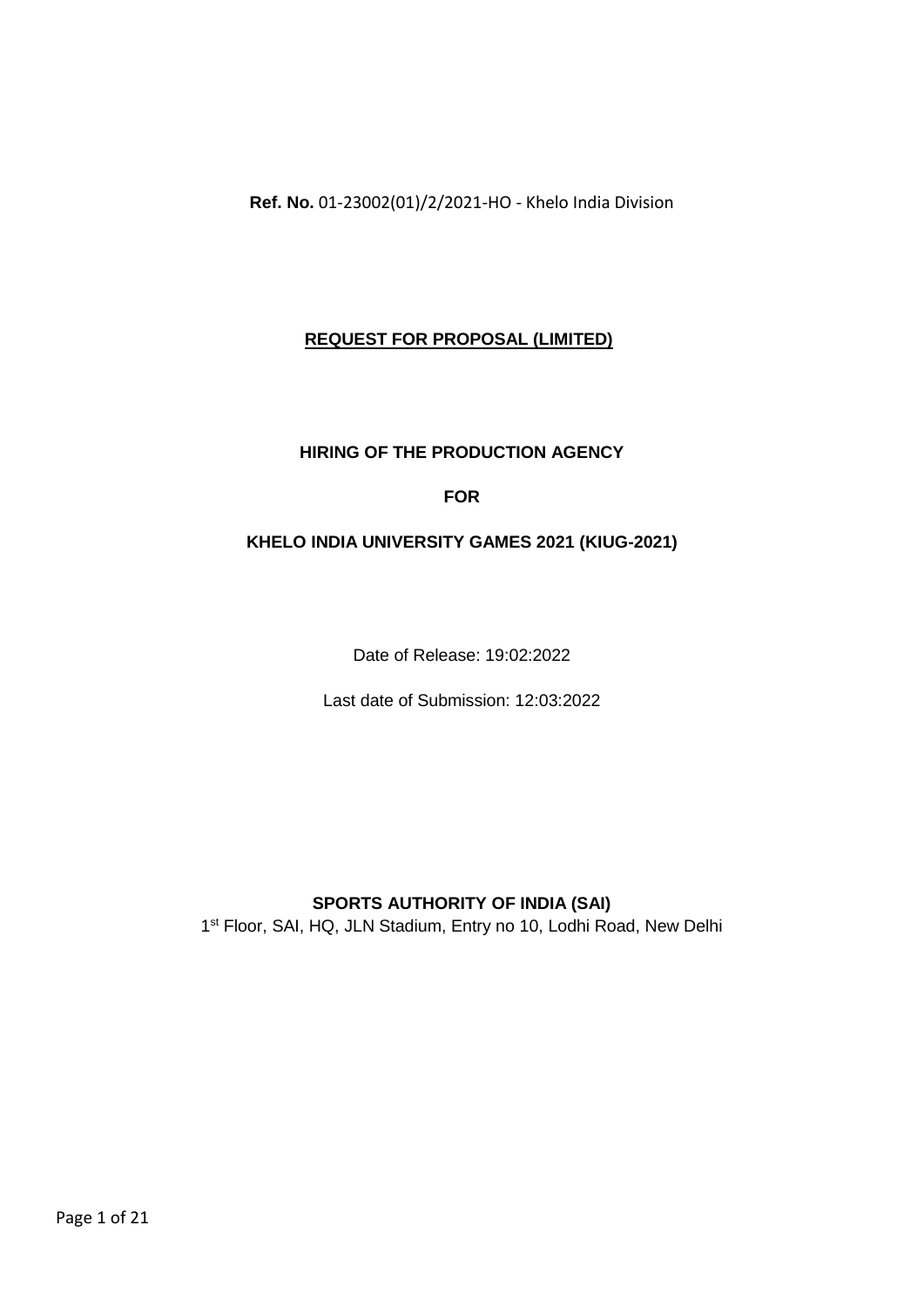**Ref. No.** 01-23002(01)/2/2021-HO - Khelo India Division

# REQUEST FOR PROPOSAL (LIMITED)

## HIRING OF THE PRODUCTION AGENCY

## FOR

## KHELO INDIA UNIVERSITY GAMES 2021 (KIUG-2021)

Date of Release: 19:02:2022

Last date of Submission: 12:03:2022

**SPORTS AUTHORITY OF INDIA (SAI)**

1st Floor, SAI, HQ, JLN Stadium, Entry no 10, Lodhi Road, New Delhi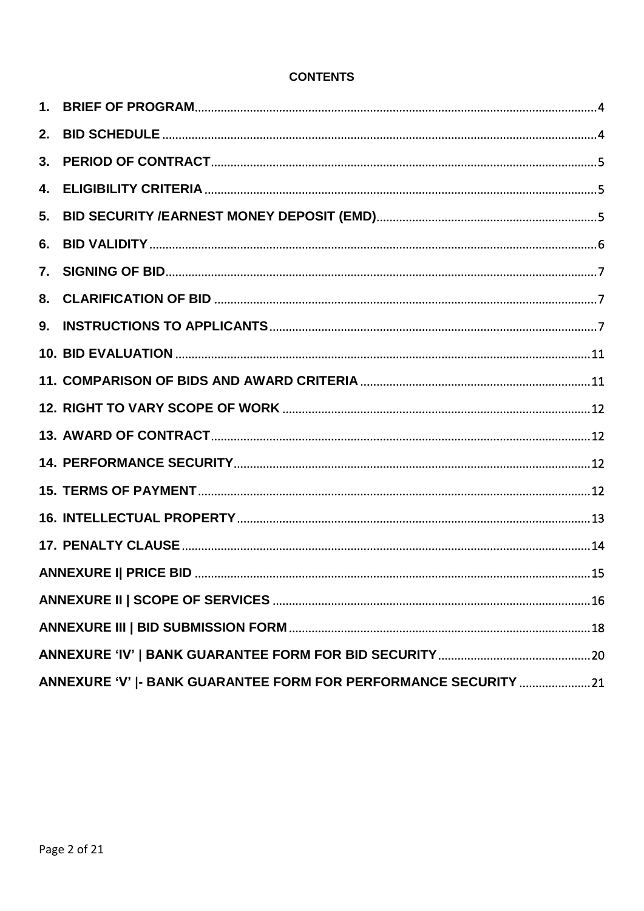**CONTENTS**

1. BRIEF OF PROGRAM ........ 4
2. BID SCHEDULE ........ 4
3. PERIOD OF CONTRACT ........ 5
4. ELIGIBILITY CRITERIA ........ 5
5. BID SECURITY /EARNEST MONEY DEPOSIT (EMD) ........ 5
6. BID VALIDITY ........ 6
7. SIGNING OF BID ........ 7
8. CLARIFICATION OF BID ........ 7
9. INSTRUCTIONS TO APPLICANTS ........ 7
10. BID EVALUATION ........ 11
11. COMPARISON OF BIDS AND AWARD CRITERIA ........ 11
12. RIGHT TO VARY SCOPE OF WORK ........ 12
13. AWARD OF CONTRACT ........ 12
14. PERFORMANCE SECURITY ........ 12
15. TERMS OF PAYMENT ........ 12
16. INTELLECTUAL PROPERTY ........ 13
17. PENALTY CLAUSE ........ 14

ANNEXURE I| PRICE BID ........ 15

ANNEXURE II | SCOPE OF SERVICES ........ 16

ANNEXURE III | BID SUBMISSION FORM ........ 18

ANNEXURE 'IV' | BANK GUARANTEE FORM FOR BID SECURITY ........ 20

ANNEXURE 'V' |- BANK GUARANTEE FORM FOR PERFORMANCE SECURITY ........ 21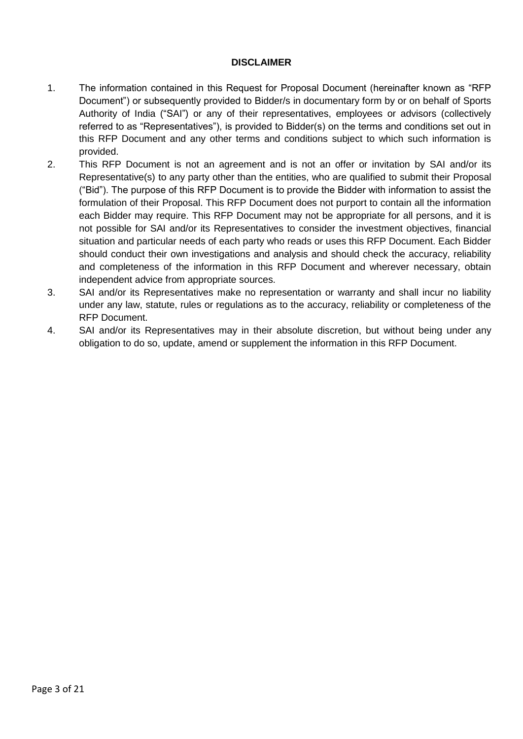## DISCLAIMER

1. The information contained in this Request for Proposal Document (hereinafter known as "RFP Document") or subsequently provided to Bidder/s in documentary form by or on behalf of Sports Authority of India ("SAI") or any of their representatives, employees or advisors (collectively referred to as "Representatives"), is provided to Bidder(s) on the terms and conditions set out in this RFP Document and any other terms and conditions subject to which such information is provided.
2. This RFP Document is not an agreement and is not an offer or invitation by SAI and/or its Representative(s) to any party other than the entities, who are qualified to submit their Proposal ("Bid"). The purpose of this RFP Document is to provide the Bidder with information to assist the formulation of their Proposal. This RFP Document does not purport to contain all the information each Bidder may require. This RFP Document may not be appropriate for all persons, and it is not possible for SAI and/or its Representatives to consider the investment objectives, financial situation and particular needs of each party who reads or uses this RFP Document. Each Bidder should conduct their own investigations and analysis and should check the accuracy, reliability and completeness of the information in this RFP Document and wherever necessary, obtain independent advice from appropriate sources.
3. SAI and/or its Representatives make no representation or warranty and shall incur no liability under any law, statute, rules or regulations as to the accuracy, reliability or completeness of the RFP Document.
4. SAI and/or its Representatives may in their absolute discretion, but without being under any obligation to do so, update, amend or supplement the information in this RFP Document.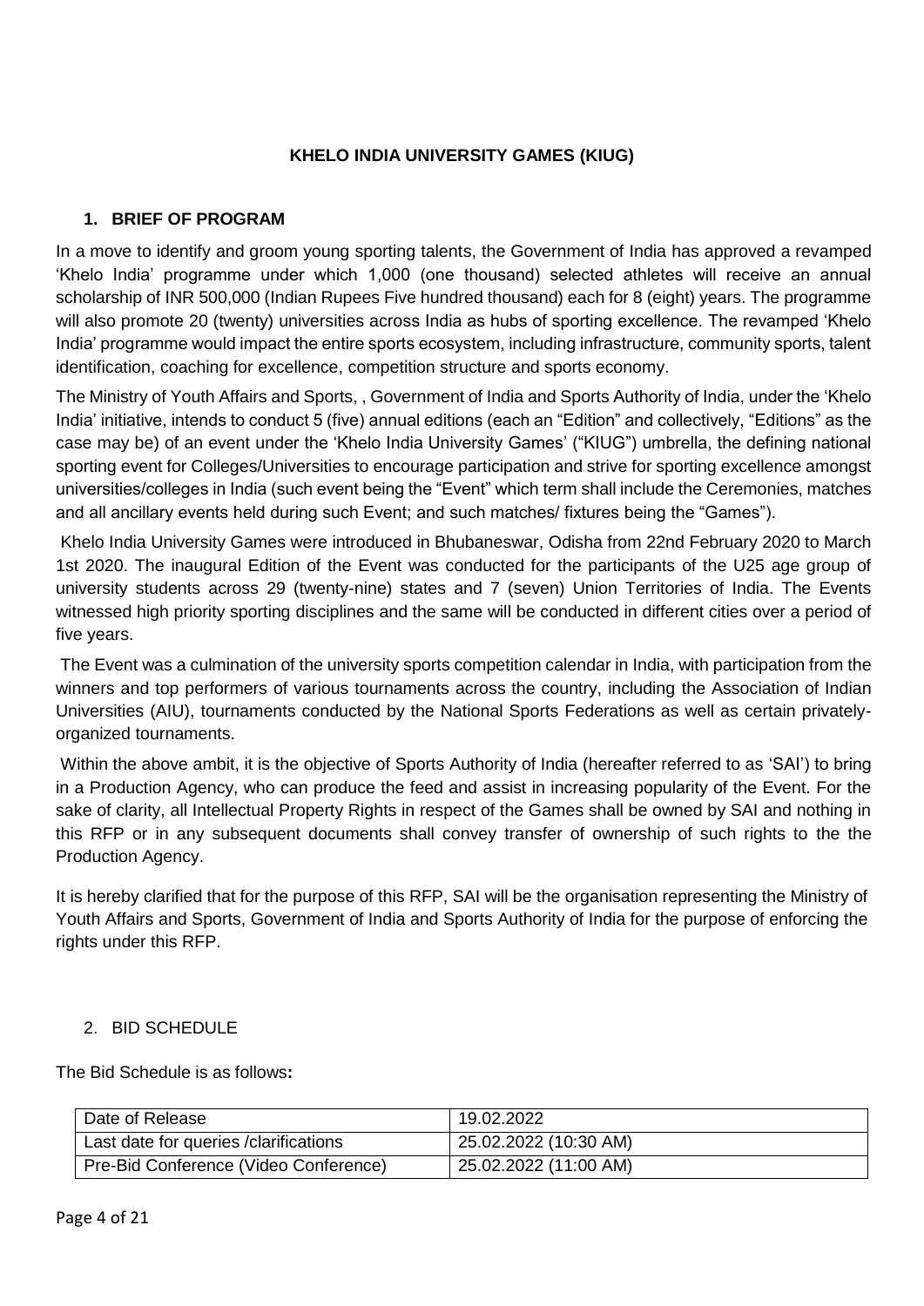**KHELO INDIA UNIVERSITY GAMES (KIUG)**

## 1. BRIEF OF PROGRAM

In a move to identify and groom young sporting talents, the Government of India has approved a revamped 'Khelo India' programme under which 1,000 (one thousand) selected athletes will receive an annual scholarship of INR 500,000 (Indian Rupees Five hundred thousand) each for 8 (eight) years. The programme will also promote 20 (twenty) universities across India as hubs of sporting excellence. The revamped 'Khelo India' programme would impact the entire sports ecosystem, including infrastructure, community sports, talent identification, coaching for excellence, competition structure and sports economy.

The Ministry of Youth Affairs and Sports, , Government of India and Sports Authority of India, under the 'Khelo India' initiative, intends to conduct 5 (five) annual editions (each an "Edition" and collectively, "Editions" as the case may be) of an event under the 'Khelo India University Games' ("KIUG") umbrella, the defining national sporting event for Colleges/Universities to encourage participation and strive for sporting excellence amongst universities/colleges in India (such event being the "Event" which term shall include the Ceremonies, matches and all ancillary events held during such Event; and such matches/ fixtures being the "Games").

Khelo India University Games were introduced in Bhubaneswar, Odisha from 22nd February 2020 to March 1st 2020. The inaugural Edition of the Event was conducted for the participants of the U25 age group of university students across 29 (twenty-nine) states and 7 (seven) Union Territories of India. The Events witnessed high priority sporting disciplines and the same will be conducted in different cities over a period of five years.

The Event was a culmination of the university sports competition calendar in India, with participation from the winners and top performers of various tournaments across the country, including the Association of Indian Universities (AIU), tournaments conducted by the National Sports Federations as well as certain privately-organized tournaments.

Within the above ambit, it is the objective of Sports Authority of India (hereafter referred to as 'SAI') to bring in a Production Agency, who can produce the feed and assist in increasing popularity of the Event. For the sake of clarity, all Intellectual Property Rights in respect of the Games shall be owned by SAI and nothing in this RFP or in any subsequent documents shall convey transfer of ownership of such rights to the the Production Agency.

It is hereby clarified that for the purpose of this RFP, SAI will be the organisation representing the Ministry of Youth Affairs and Sports, Government of India and Sports Authority of India for the purpose of enforcing the rights under this RFP.

## 2. BID SCHEDULE

The Bid Schedule is as follows**:**

| Date of Release | 19.02.2022 |
|---|---|
| Last date for queries /clarifications | 25.02.2022 (10:30 AM) |
| Pre-Bid Conference (Video Conference) | 25.02.2022 (11:00 AM) |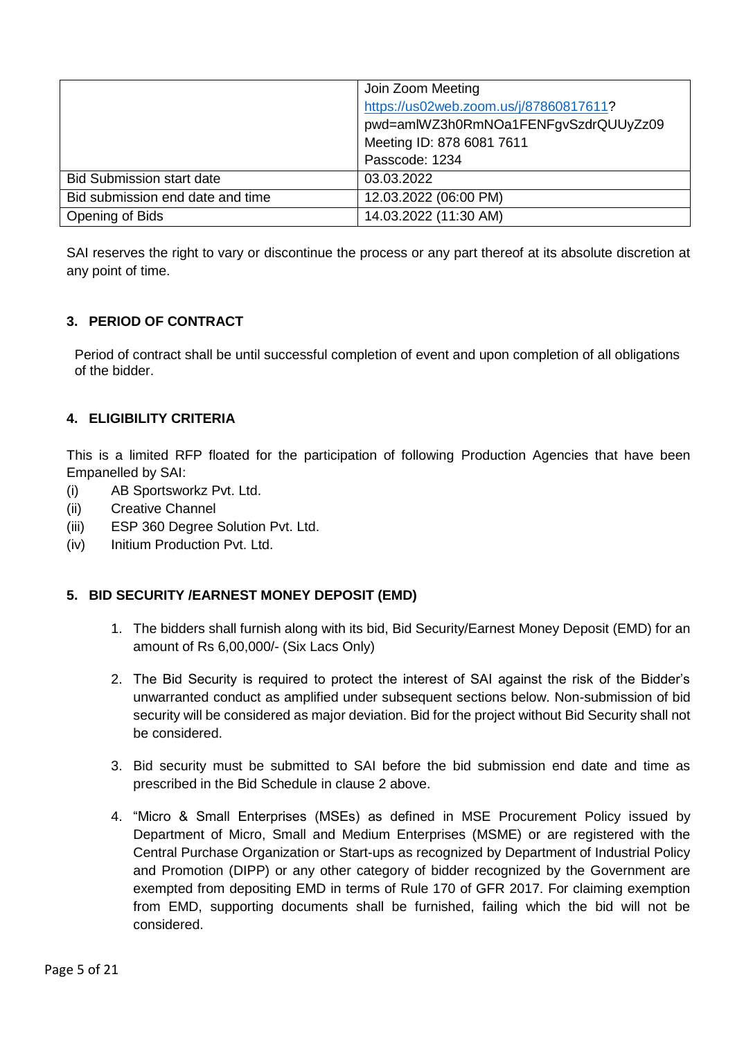| | |
|---|---|
| | Join Zoom Meeting<br>https://us02web.zoom.us/j/87860817611?pwd=amlWZ3h0RmNOa1FENFgvSzdrQUUyZz09<br>Meeting ID: 878 6081 7611<br>Passcode: 1234 |
| Bid Submission start date | 03.03.2022 |
| Bid submission end date and time | 12.03.2022 (06:00 PM) |
| Opening of Bids | 14.03.2022 (11:30 AM) |

SAI reserves the right to vary or discontinue the process or any part thereof at its absolute discretion at any point of time.

### 3. PERIOD OF CONTRACT

Period of contract shall be until successful completion of event and upon completion of all obligations of the bidder.

### 4. ELIGIBILITY CRITERIA

This is a limited RFP floated for the participation of following Production Agencies that have been Empanelled by SAI:

(i) AB Sportsworkz Pvt. Ltd.
(ii) Creative Channel
(iii) ESP 360 Degree Solution Pvt. Ltd.
(iv) Initium Production Pvt. Ltd.

### 5. BID SECURITY /EARNEST MONEY DEPOSIT (EMD)

1. The bidders shall furnish along with its bid, Bid Security/Earnest Money Deposit (EMD) for an amount of Rs 6,00,000/- (Six Lacs Only)

2. The Bid Security is required to protect the interest of SAI against the risk of the Bidder's unwarranted conduct as amplified under subsequent sections below. Non-submission of bid security will be considered as major deviation. Bid for the project without Bid Security shall not be considered.

3. Bid security must be submitted to SAI before the bid submission end date and time as prescribed in the Bid Schedule in clause 2 above.

4. "Micro & Small Enterprises (MSEs) as defined in MSE Procurement Policy issued by Department of Micro, Small and Medium Enterprises (MSME) or are registered with the Central Purchase Organization or Start-ups as recognized by Department of Industrial Policy and Promotion (DIPP) or any other category of bidder recognized by the Government are exempted from depositing EMD in terms of Rule 170 of GFR 2017. For claiming exemption from EMD, supporting documents shall be furnished, failing which the bid will not be considered.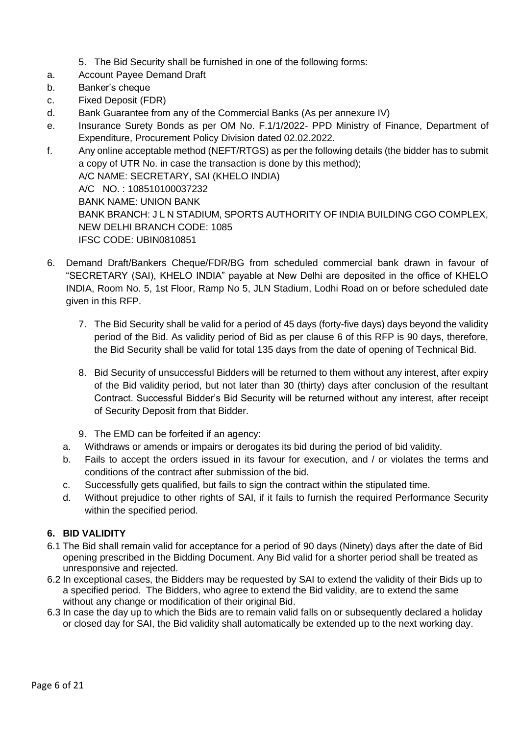5. The Bid Security shall be furnished in one of the following forms:

a. Account Payee Demand Draft
b. Banker's cheque
c. Fixed Deposit (FDR)
d. Bank Guarantee from any of the Commercial Banks (As per annexure IV)
e. Insurance Surety Bonds as per OM No. F.1/1/2022- PPD Ministry of Finance, Department of Expenditure, Procurement Policy Division dated 02.02.2022.
f. Any online acceptable method (NEFT/RTGS) as per the following details (the bidder has to submit a copy of UTR No. in case the transaction is done by this method);
   A/C NAME: SECRETARY, SAI (KHELO INDIA)
   A/C NO. : 108510100037232
   BANK NAME: UNION BANK
   BANK BRANCH: J L N STADIUM, SPORTS AUTHORITY OF INDIA BUILDING CGO COMPLEX, NEW DELHI BRANCH CODE: 1085
   IFSC CODE: UBIN0810851

6. Demand Draft/Bankers Cheque/FDR/BG from scheduled commercial bank drawn in favour of "SECRETARY (SAI), KHELO INDIA" payable at New Delhi are deposited in the office of KHELO INDIA, Room No. 5, 1st Floor, Ramp No 5, JLN Stadium, Lodhi Road on or before scheduled date given in this RFP.

7. The Bid Security shall be valid for a period of 45 days (forty-five days) days beyond the validity period of the Bid. As validity period of Bid as per clause 6 of this RFP is 90 days, therefore, the Bid Security shall be valid for total 135 days from the date of opening of Technical Bid.

8. Bid Security of unsuccessful Bidders will be returned to them without any interest, after expiry of the Bid validity period, but not later than 30 (thirty) days after conclusion of the resultant Contract. Successful Bidder's Bid Security will be returned without any interest, after receipt of Security Deposit from that Bidder.

9. The EMD can be forfeited if an agency:

a. Withdraws or amends or impairs or derogates its bid during the period of bid validity.
b. Fails to accept the orders issued in its favour for execution, and / or violates the terms and conditions of the contract after submission of the bid.
c. Successfully gets qualified, but fails to sign the contract within the stipulated time.
d. Without prejudice to other rights of SAI, if it fails to furnish the required Performance Security within the specified period.

## 6. BID VALIDITY

6.1 The Bid shall remain valid for acceptance for a period of 90 days (Ninety) days after the date of Bid opening prescribed in the Bidding Document. Any Bid valid for a shorter period shall be treated as unresponsive and rejected.

6.2 In exceptional cases, the Bidders may be requested by SAI to extend the validity of their Bids up to a specified period. The Bidders, who agree to extend the Bid validity, are to extend the same without any change or modification of their original Bid.

6.3 In case the day up to which the Bids are to remain valid falls on or subsequently declared a holiday or closed day for SAI, the Bid validity shall automatically be extended up to the next working day.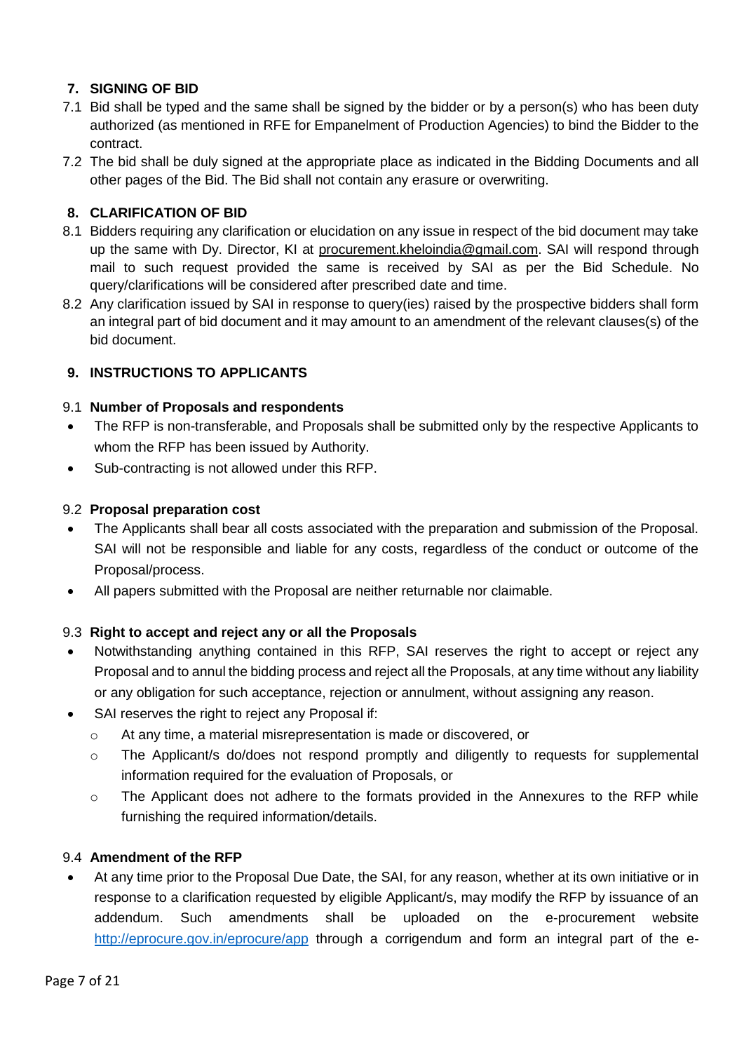## 7. SIGNING OF BID

7.1 Bid shall be typed and the same shall be signed by the bidder or by a person(s) who has been duty authorized (as mentioned in RFE for Empanelment of Production Agencies) to bind the Bidder to the contract.

7.2 The bid shall be duly signed at the appropriate place as indicated in the Bidding Documents and all other pages of the Bid. The Bid shall not contain any erasure or overwriting.

## 8. CLARIFICATION OF BID

8.1 Bidders requiring any clarification or elucidation on any issue in respect of the bid document may take up the same with Dy. Director, KI at procurement.kheloindia@gmail.com. SAI will respond through mail to such request provided the same is received by SAI as per the Bid Schedule. No query/clarifications will be considered after prescribed date and time.

8.2 Any clarification issued by SAI in response to query(ies) raised by the prospective bidders shall form an integral part of bid document and it may amount to an amendment of the relevant clauses(s) of the bid document.

## 9. INSTRUCTIONS TO APPLICANTS

### 9.1 Number of Proposals and respondents

- The RFP is non-transferable, and Proposals shall be submitted only by the respective Applicants to whom the RFP has been issued by Authority.
- Sub-contracting is not allowed under this RFP.

### 9.2 Proposal preparation cost

- The Applicants shall bear all costs associated with the preparation and submission of the Proposal. SAI will not be responsible and liable for any costs, regardless of the conduct or outcome of the Proposal/process.
- All papers submitted with the Proposal are neither returnable nor claimable.

### 9.3 Right to accept and reject any or all the Proposals

- Notwithstanding anything contained in this RFP, SAI reserves the right to accept or reject any Proposal and to annul the bidding process and reject all the Proposals, at any time without any liability or any obligation for such acceptance, rejection or annulment, without assigning any reason.
- SAI reserves the right to reject any Proposal if:
  - At any time, a material misrepresentation is made or discovered, or
  - The Applicant/s do/does not respond promptly and diligently to requests for supplemental information required for the evaluation of Proposals, or
  - The Applicant does not adhere to the formats provided in the Annexures to the RFP while furnishing the required information/details.

### 9.4 Amendment of the RFP

- At any time prior to the Proposal Due Date, the SAI, for any reason, whether at its own initiative or in response to a clarification requested by eligible Applicant/s, may modify the RFP by issuance of an addendum. Such amendments shall be uploaded on the e-procurement website http://eprocure.gov.in/eprocure/app through a corrigendum and form an integral part of the e-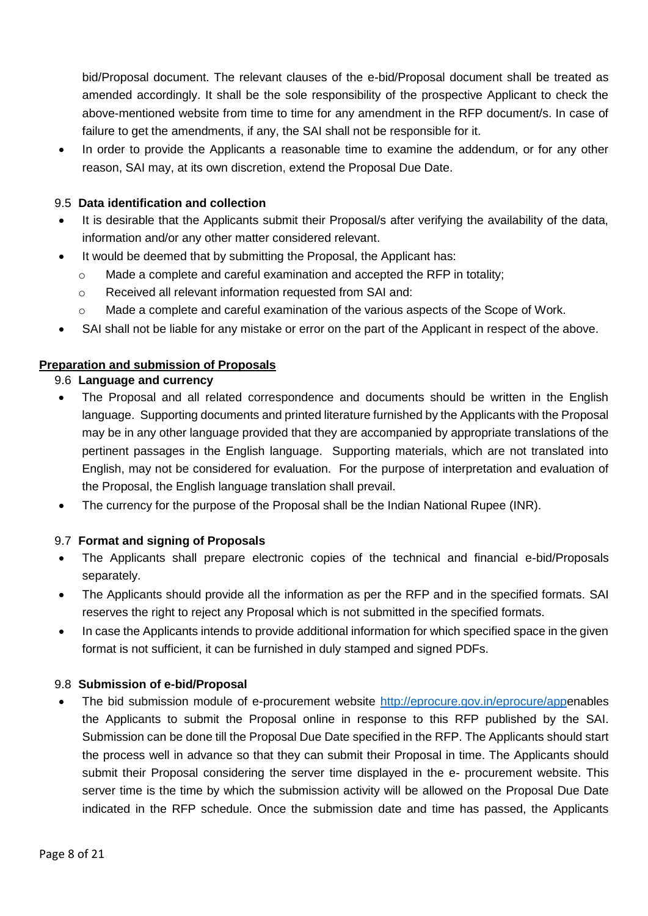bid/Proposal document. The relevant clauses of the e-bid/Proposal document shall be treated as amended accordingly. It shall be the sole responsibility of the prospective Applicant to check the above-mentioned website from time to time for any amendment in the RFP document/s. In case of failure to get the amendments, if any, the SAI shall not be responsible for it.

- In order to provide the Applicants a reasonable time to examine the addendum, or for any other reason, SAI may, at its own discretion, extend the Proposal Due Date.

### 9.5 Data identification and collection

- It is desirable that the Applicants submit their Proposal/s after verifying the availability of the data, information and/or any other matter considered relevant.
- It would be deemed that by submitting the Proposal, the Applicant has:
  - Made a complete and careful examination and accepted the RFP in totality;
  - Received all relevant information requested from SAI and:
  - Made a complete and careful examination of the various aspects of the Scope of Work.
- SAI shall not be liable for any mistake or error on the part of the Applicant in respect of the above.

## Preparation and submission of Proposals

### 9.6 Language and currency

- The Proposal and all related correspondence and documents should be written in the English language. Supporting documents and printed literature furnished by the Applicants with the Proposal may be in any other language provided that they are accompanied by appropriate translations of the pertinent passages in the English language. Supporting materials, which are not translated into English, may not be considered for evaluation. For the purpose of interpretation and evaluation of the Proposal, the English language translation shall prevail.
- The currency for the purpose of the Proposal shall be the Indian National Rupee (INR).

### 9.7 Format and signing of Proposals

- The Applicants shall prepare electronic copies of the technical and financial e-bid/Proposals separately.
- The Applicants should provide all the information as per the RFP and in the specified formats. SAI reserves the right to reject any Proposal which is not submitted in the specified formats.
- In case the Applicants intends to provide additional information for which specified space in the given format is not sufficient, it can be furnished in duly stamped and signed PDFs.

### 9.8 Submission of e-bid/Proposal

- The bid submission module of e-procurement website http://eprocure.gov.in/eprocure/appenables the Applicants to submit the Proposal online in response to this RFP published by the SAI. Submission can be done till the Proposal Due Date specified in the RFP. The Applicants should start the process well in advance so that they can submit their Proposal in time. The Applicants should submit their Proposal considering the server time displayed in the e- procurement website. This server time is the time by which the submission activity will be allowed on the Proposal Due Date indicated in the RFP schedule. Once the submission date and time has passed, the Applicants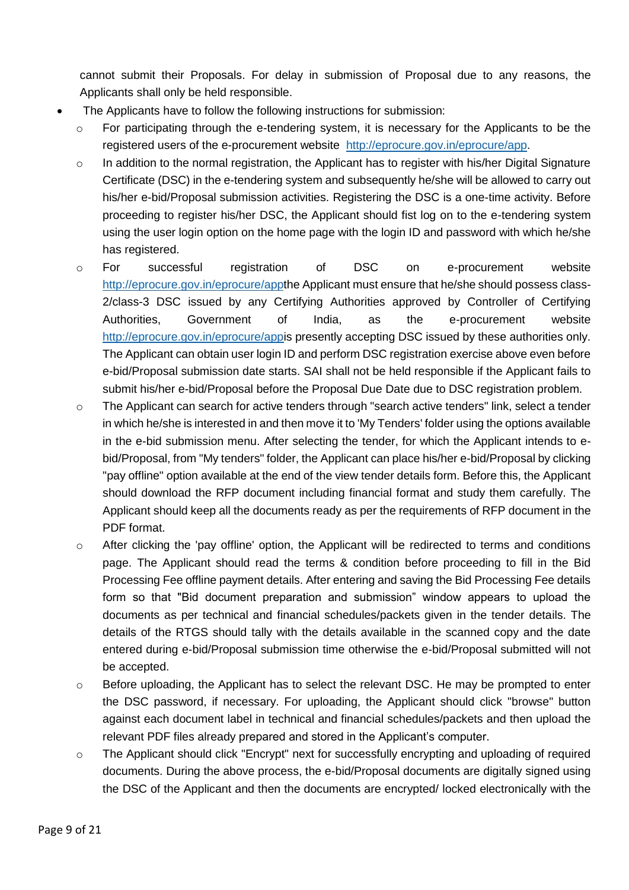cannot submit their Proposals. For delay in submission of Proposal due to any reasons, the Applicants shall only be held responsible.

- The Applicants have to follow the following instructions for submission:
  - For participating through the e-tendering system, it is necessary for the Applicants to be the registered users of the e-procurement website http://eprocure.gov.in/eprocure/app.
  - In addition to the normal registration, the Applicant has to register with his/her Digital Signature Certificate (DSC) in the e-tendering system and subsequently he/she will be allowed to carry out his/her e-bid/Proposal submission activities. Registering the DSC is a one-time activity. Before proceeding to register his/her DSC, the Applicant should fist log on to the e-tendering system using the user login option on the home page with the login ID and password with which he/she has registered.
  - For successful registration of DSC on e-procurement website http://eprocure.gov.in/eprocure/appthe Applicant must ensure that he/she should possess class-2/class-3 DSC issued by any Certifying Authorities approved by Controller of Certifying Authorities, Government of India, as the e-procurement website http://eprocure.gov.in/eprocure/appis presently accepting DSC issued by these authorities only. The Applicant can obtain user login ID and perform DSC registration exercise above even before e-bid/Proposal submission date starts. SAI shall not be held responsible if the Applicant fails to submit his/her e-bid/Proposal before the Proposal Due Date due to DSC registration problem.
  - The Applicant can search for active tenders through "search active tenders" link, select a tender in which he/she is interested in and then move it to 'My Tenders' folder using the options available in the e-bid submission menu. After selecting the tender, for which the Applicant intends to e-bid/Proposal, from "My tenders" folder, the Applicant can place his/her e-bid/Proposal by clicking "pay offline" option available at the end of the view tender details form. Before this, the Applicant should download the RFP document including financial format and study them carefully. The Applicant should keep all the documents ready as per the requirements of RFP document in the PDF format.
  - After clicking the 'pay offline' option, the Applicant will be redirected to terms and conditions page. The Applicant should read the terms & condition before proceeding to fill in the Bid Processing Fee offline payment details. After entering and saving the Bid Processing Fee details form so that "Bid document preparation and submission" window appears to upload the documents as per technical and financial schedules/packets given in the tender details. The details of the RTGS should tally with the details available in the scanned copy and the date entered during e-bid/Proposal submission time otherwise the e-bid/Proposal submitted will not be accepted.
  - Before uploading, the Applicant has to select the relevant DSC. He may be prompted to enter the DSC password, if necessary. For uploading, the Applicant should click "browse" button against each document label in technical and financial schedules/packets and then upload the relevant PDF files already prepared and stored in the Applicant's computer.
  - The Applicant should click "Encrypt" next for successfully encrypting and uploading of required documents. During the above process, the e-bid/Proposal documents are digitally signed using the DSC of the Applicant and then the documents are encrypted/ locked electronically with the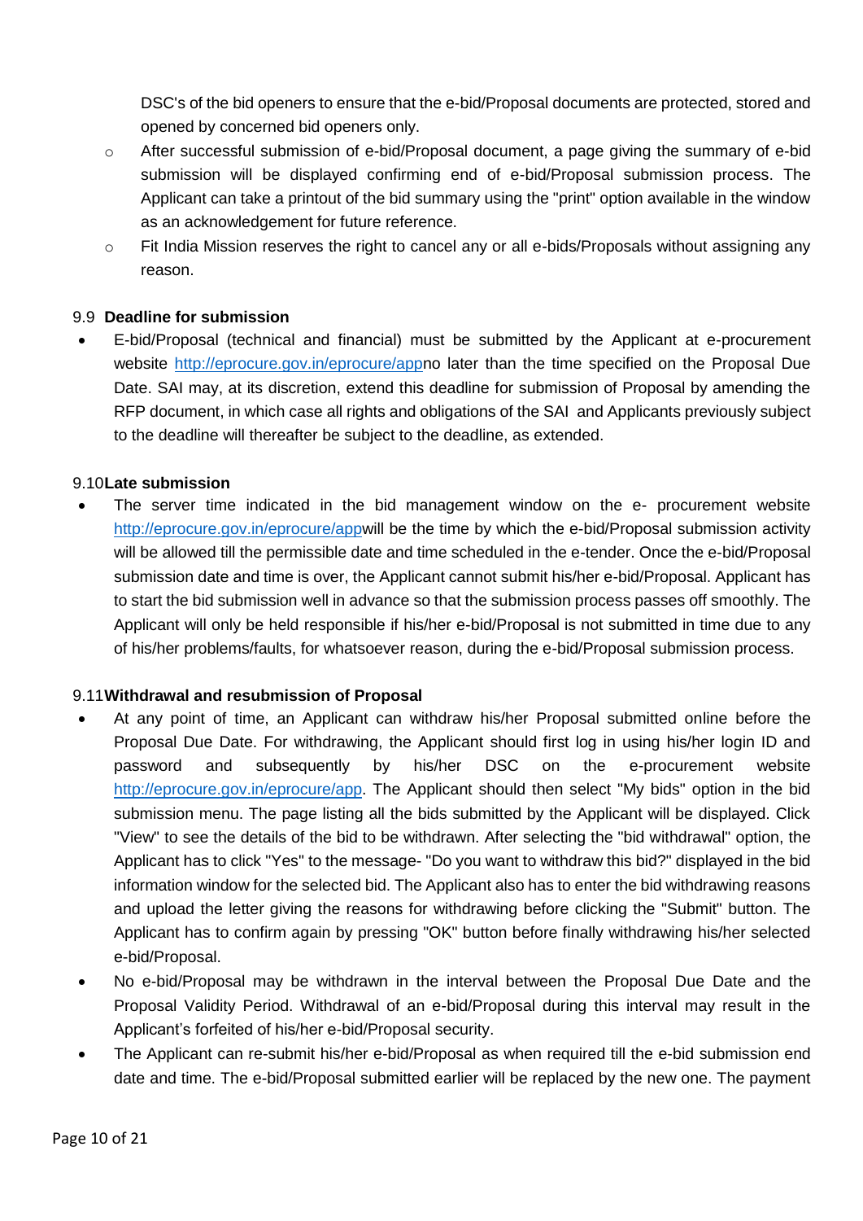DSC's of the bid openers to ensure that the e-bid/Proposal documents are protected, stored and opened by concerned bid openers only.

- After successful submission of e-bid/Proposal document, a page giving the summary of e-bid submission will be displayed confirming end of e-bid/Proposal submission process. The Applicant can take a printout of the bid summary using the "print" option available in the window as an acknowledgement for future reference.
- Fit India Mission reserves the right to cancel any or all e-bids/Proposals without assigning any reason.

### 9.9 **Deadline for submission**

- E-bid/Proposal (technical and financial) must be submitted by the Applicant at e-procurement website http://eprocure.gov.in/eprocure/appno later than the time specified on the Proposal Due Date. SAI may, at its discretion, extend this deadline for submission of Proposal by amending the RFP document, in which case all rights and obligations of the SAI and Applicants previously subject to the deadline will thereafter be subject to the deadline, as extended.

### 9.10 **Late submission**

- The server time indicated in the bid management window on the e- procurement website http://eprocure.gov.in/eprocure/appwill be the time by which the e-bid/Proposal submission activity will be allowed till the permissible date and time scheduled in the e-tender. Once the e-bid/Proposal submission date and time is over, the Applicant cannot submit his/her e-bid/Proposal. Applicant has to start the bid submission well in advance so that the submission process passes off smoothly. The Applicant will only be held responsible if his/her e-bid/Proposal is not submitted in time due to any of his/her problems/faults, for whatsoever reason, during the e-bid/Proposal submission process.

### 9.11 **Withdrawal and resubmission of Proposal**

- At any point of time, an Applicant can withdraw his/her Proposal submitted online before the Proposal Due Date. For withdrawing, the Applicant should first log in using his/her login ID and password and subsequently by his/her DSC on the e-procurement website http://eprocure.gov.in/eprocure/app. The Applicant should then select "My bids" option in the bid submission menu. The page listing all the bids submitted by the Applicant will be displayed. Click "View" to see the details of the bid to be withdrawn. After selecting the "bid withdrawal" option, the Applicant has to click "Yes" to the message- "Do you want to withdraw this bid?" displayed in the bid information window for the selected bid. The Applicant also has to enter the bid withdrawing reasons and upload the letter giving the reasons for withdrawing before clicking the "Submit" button. The Applicant has to confirm again by pressing "OK" button before finally withdrawing his/her selected e-bid/Proposal.
- No e-bid/Proposal may be withdrawn in the interval between the Proposal Due Date and the Proposal Validity Period. Withdrawal of an e-bid/Proposal during this interval may result in the Applicant's forfeited of his/her e-bid/Proposal security.
- The Applicant can re-submit his/her e-bid/Proposal as when required till the e-bid submission end date and time. The e-bid/Proposal submitted earlier will be replaced by the new one. The payment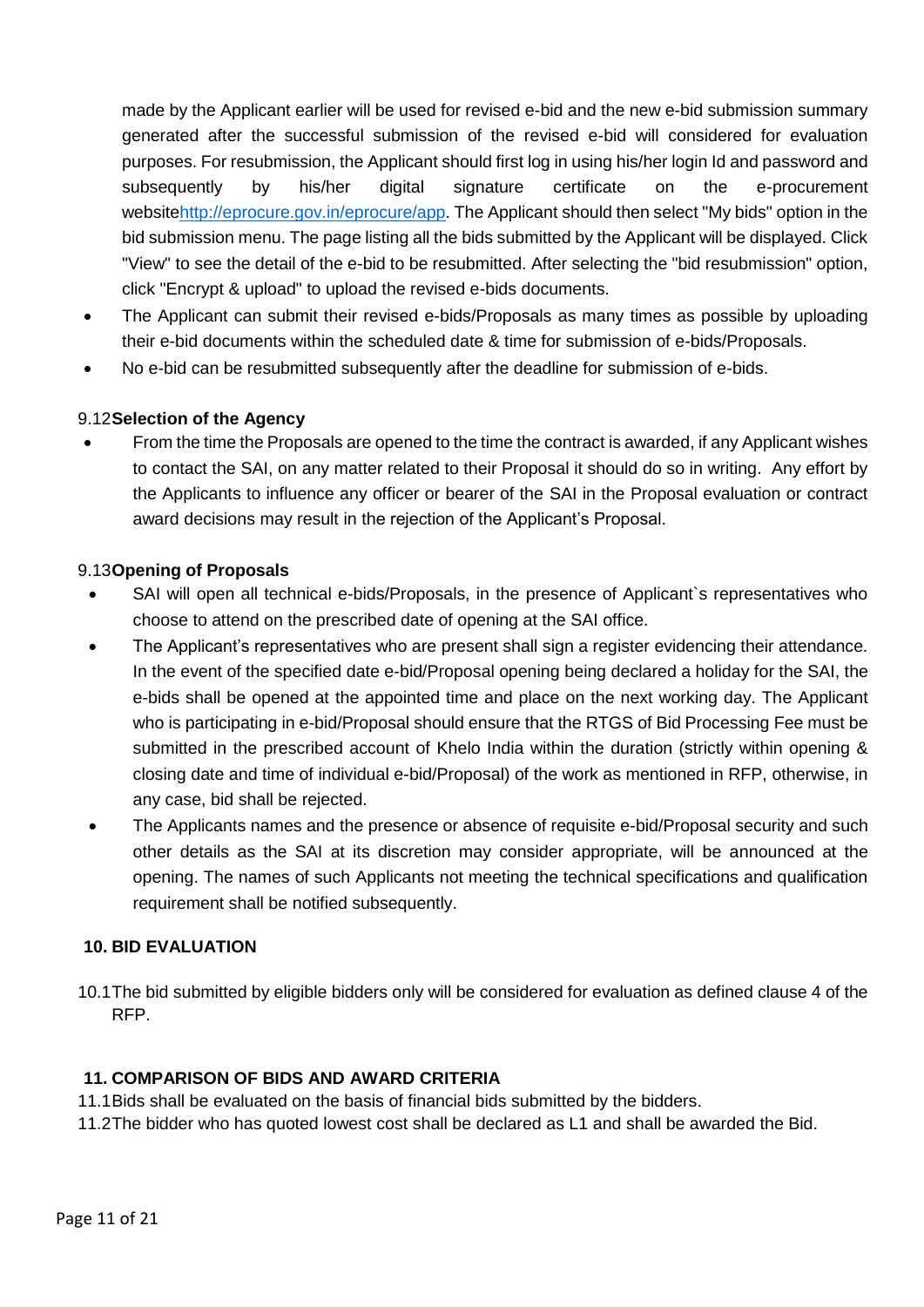made by the Applicant earlier will be used for revised e-bid and the new e-bid submission summary generated after the successful submission of the revised e-bid will considered for evaluation purposes. For resubmission, the Applicant should first log in using his/her login Id and password and subsequently by his/her digital signature certificate on the e-procurement websitehttp://eprocure.gov.in/eprocure/app. The Applicant should then select "My bids" option in the bid submission menu. The page listing all the bids submitted by the Applicant will be displayed. Click "View" to see the detail of the e-bid to be resubmitted. After selecting the "bid resubmission" option, click "Encrypt & upload" to upload the revised e-bids documents.

- The Applicant can submit their revised e-bids/Proposals as many times as possible by uploading their e-bid documents within the scheduled date & time for submission of e-bids/Proposals.
- No e-bid can be resubmitted subsequently after the deadline for submission of e-bids.

9.12 **Selection of the Agency**

- From the time the Proposals are opened to the time the contract is awarded, if any Applicant wishes to contact the SAI, on any matter related to their Proposal it should do so in writing. Any effort by the Applicants to influence any officer or bearer of the SAI in the Proposal evaluation or contract award decisions may result in the rejection of the Applicant's Proposal.

9.13 **Opening of Proposals**

- SAI will open all technical e-bids/Proposals, in the presence of Applicant`s representatives who choose to attend on the prescribed date of opening at the SAI office.
- The Applicant's representatives who are present shall sign a register evidencing their attendance. In the event of the specified date e-bid/Proposal opening being declared a holiday for the SAI, the e-bids shall be opened at the appointed time and place on the next working day. The Applicant who is participating in e-bid/Proposal should ensure that the RTGS of Bid Processing Fee must be submitted in the prescribed account of Khelo India within the duration (strictly within opening & closing date and time of individual e-bid/Proposal) of the work as mentioned in RFP, otherwise, in any case, bid shall be rejected.
- The Applicants names and the presence or absence of requisite e-bid/Proposal security and such other details as the SAI at its discretion may consider appropriate, will be announced at the opening. The names of such Applicants not meeting the technical specifications and qualification requirement shall be notified subsequently.

## 10. BID EVALUATION

10.1 The bid submitted by eligible bidders only will be considered for evaluation as defined clause 4 of the RFP.

## 11. COMPARISON OF BIDS AND AWARD CRITERIA

11.1 Bids shall be evaluated on the basis of financial bids submitted by the bidders.

11.2 The bidder who has quoted lowest cost shall be declared as L1 and shall be awarded the Bid.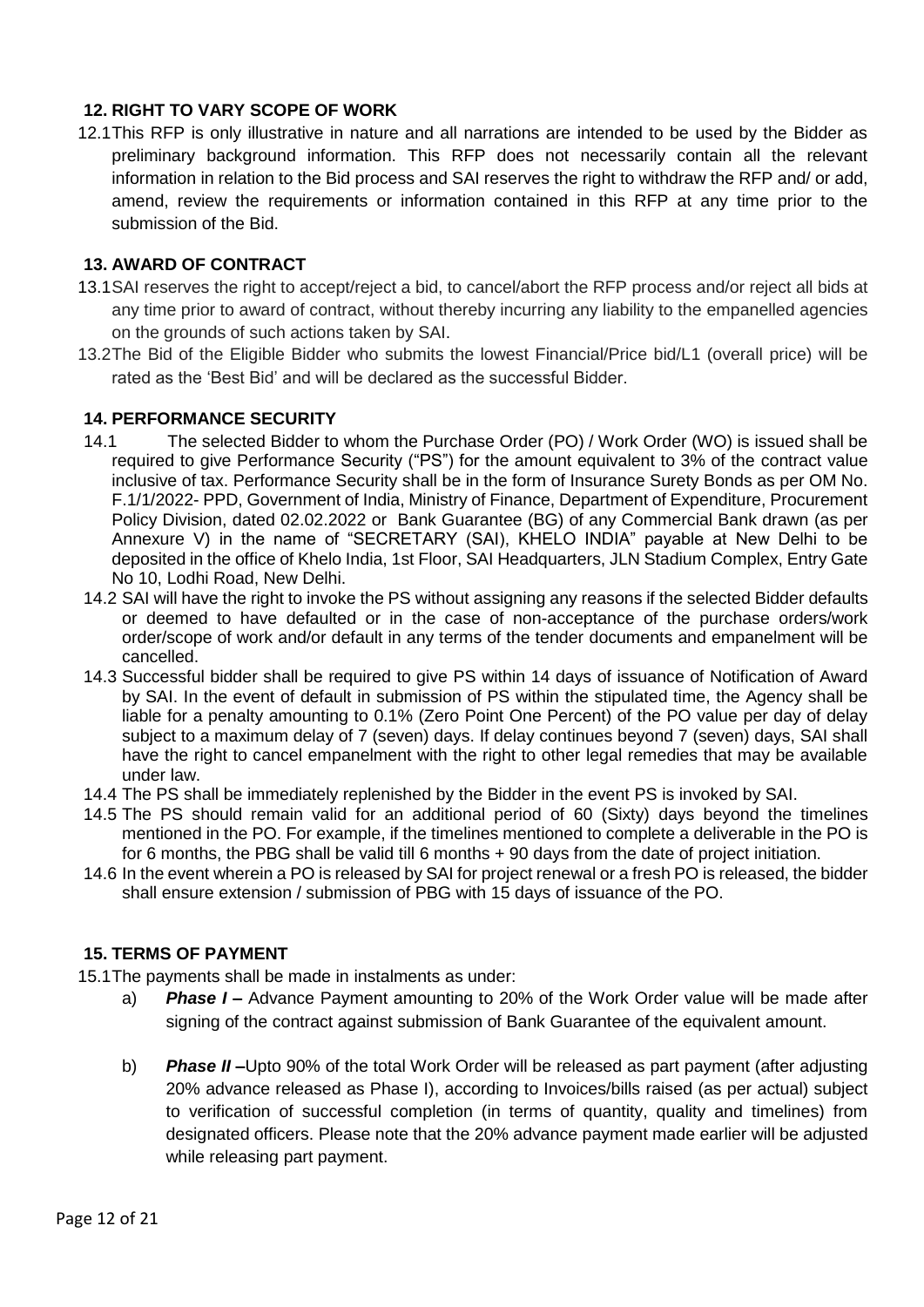## 12. RIGHT TO VARY SCOPE OF WORK

12.1 This RFP is only illustrative in nature and all narrations are intended to be used by the Bidder as preliminary background information. This RFP does not necessarily contain all the relevant information in relation to the Bid process and SAI reserves the right to withdraw the RFP and/ or add, amend, review the requirements or information contained in this RFP at any time prior to the submission of the Bid.

## 13. AWARD OF CONTRACT

13.1 SAI reserves the right to accept/reject a bid, to cancel/abort the RFP process and/or reject all bids at any time prior to award of contract, without thereby incurring any liability to the empanelled agencies on the grounds of such actions taken by SAI.

13.2 The Bid of the Eligible Bidder who submits the lowest Financial/Price bid/L1 (overall price) will be rated as the 'Best Bid' and will be declared as the successful Bidder.

## 14. PERFORMANCE SECURITY

14.1 The selected Bidder to whom the Purchase Order (PO) / Work Order (WO) is issued shall be required to give Performance Security ("PS") for the amount equivalent to 3% of the contract value inclusive of tax. Performance Security shall be in the form of Insurance Surety Bonds as per OM No. F.1/1/2022- PPD, Government of India, Ministry of Finance, Department of Expenditure, Procurement Policy Division, dated 02.02.2022 or Bank Guarantee (BG) of any Commercial Bank drawn (as per Annexure V) in the name of "SECRETARY (SAI), KHELO INDIA" payable at New Delhi to be deposited in the office of Khelo India, 1st Floor, SAI Headquarters, JLN Stadium Complex, Entry Gate No 10, Lodhi Road, New Delhi.

14.2 SAI will have the right to invoke the PS without assigning any reasons if the selected Bidder defaults or deemed to have defaulted or in the case of non-acceptance of the purchase orders/work order/scope of work and/or default in any terms of the tender documents and empanelment will be cancelled.

14.3 Successful bidder shall be required to give PS within 14 days of issuance of Notification of Award by SAI. In the event of default in submission of PS within the stipulated time, the Agency shall be liable for a penalty amounting to 0.1% (Zero Point One Percent) of the PO value per day of delay subject to a maximum delay of 7 (seven) days. If delay continues beyond 7 (seven) days, SAI shall have the right to cancel empanelment with the right to other legal remedies that may be available under law.

14.4 The PS shall be immediately replenished by the Bidder in the event PS is invoked by SAI.

14.5 The PS should remain valid for an additional period of 60 (Sixty) days beyond the timelines mentioned in the PO. For example, if the timelines mentioned to complete a deliverable in the PO is for 6 months, the PBG shall be valid till 6 months + 90 days from the date of project initiation.

14.6 In the event wherein a PO is released by SAI for project renewal or a fresh PO is released, the bidder shall ensure extension / submission of PBG with 15 days of issuance of the PO.

## 15. TERMS OF PAYMENT

15.1 The payments shall be made in instalments as under:

a) ***Phase I –*** Advance Payment amounting to 20% of the Work Order value will be made after signing of the contract against submission of Bank Guarantee of the equivalent amount.

b) ***Phase II –***Upto 90% of the total Work Order will be released as part payment (after adjusting 20% advance released as Phase I), according to Invoices/bills raised (as per actual) subject to verification of successful completion (in terms of quantity, quality and timelines) from designated officers. Please note that the 20% advance payment made earlier will be adjusted while releasing part payment.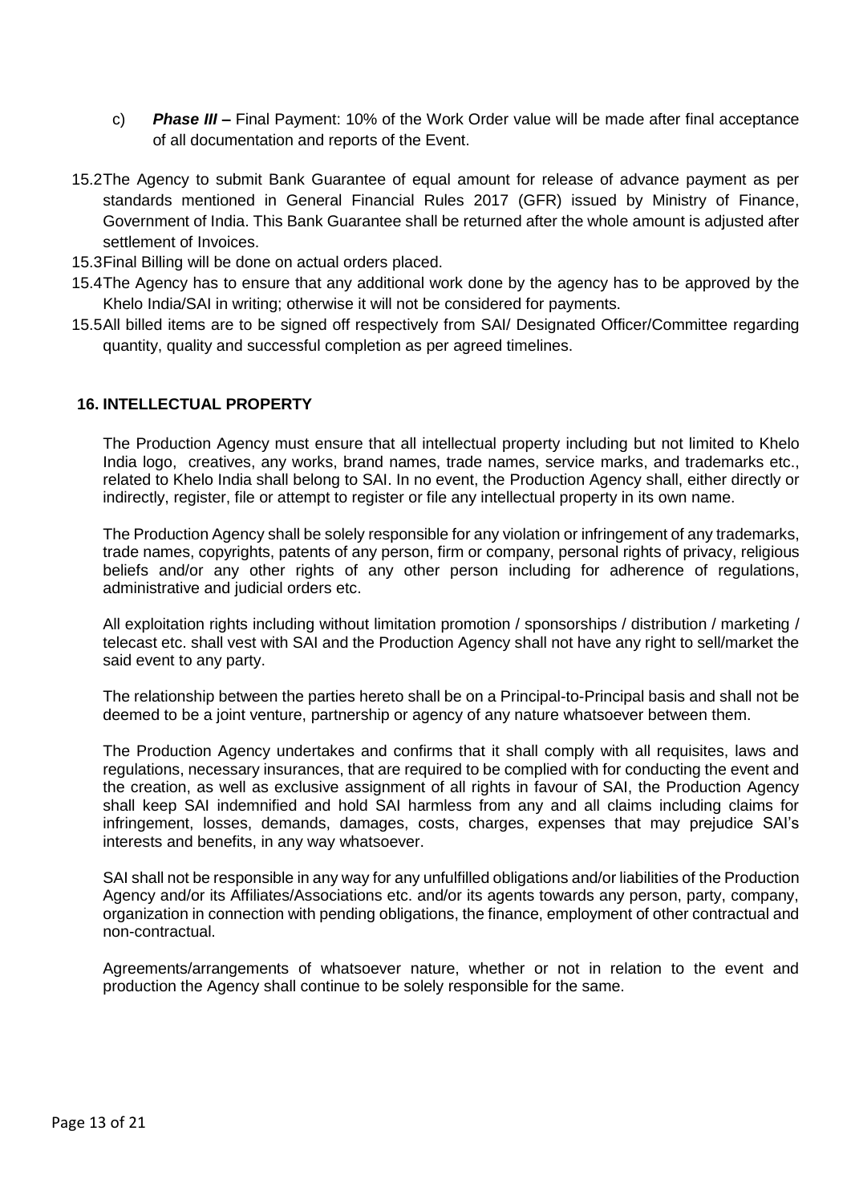c) ***Phase III –*** Final Payment: 10% of the Work Order value will be made after final acceptance of all documentation and reports of the Event.

15.2 The Agency to submit Bank Guarantee of equal amount for release of advance payment as per standards mentioned in General Financial Rules 2017 (GFR) issued by Ministry of Finance, Government of India. This Bank Guarantee shall be returned after the whole amount is adjusted after settlement of Invoices.

15.3 Final Billing will be done on actual orders placed.

15.4 The Agency has to ensure that any additional work done by the agency has to be approved by the Khelo India/SAI in writing; otherwise it will not be considered for payments.

15.5 All billed items are to be signed off respectively from SAI/ Designated Officer/Committee regarding quantity, quality and successful completion as per agreed timelines.

## 16. INTELLECTUAL PROPERTY

The Production Agency must ensure that all intellectual property including but not limited to Khelo India logo, creatives, any works, brand names, trade names, service marks, and trademarks etc., related to Khelo India shall belong to SAI. In no event, the Production Agency shall, either directly or indirectly, register, file or attempt to register or file any intellectual property in its own name.

The Production Agency shall be solely responsible for any violation or infringement of any trademarks, trade names, copyrights, patents of any person, firm or company, personal rights of privacy, religious beliefs and/or any other rights of any other person including for adherence of regulations, administrative and judicial orders etc.

All exploitation rights including without limitation promotion / sponsorships / distribution / marketing / telecast etc. shall vest with SAI and the Production Agency shall not have any right to sell/market the said event to any party.

The relationship between the parties hereto shall be on a Principal-to-Principal basis and shall not be deemed to be a joint venture, partnership or agency of any nature whatsoever between them.

The Production Agency undertakes and confirms that it shall comply with all requisites, laws and regulations, necessary insurances, that are required to be complied with for conducting the event and the creation, as well as exclusive assignment of all rights in favour of SAI, the Production Agency shall keep SAI indemnified and hold SAI harmless from any and all claims including claims for infringement, losses, demands, damages, costs, charges, expenses that may prejudice SAI's interests and benefits, in any way whatsoever.

SAI shall not be responsible in any way for any unfulfilled obligations and/or liabilities of the Production Agency and/or its Affiliates/Associations etc. and/or its agents towards any person, party, company, organization in connection with pending obligations, the finance, employment of other contractual and non-contractual.

Agreements/arrangements of whatsoever nature, whether or not in relation to the event and production the Agency shall continue to be solely responsible for the same.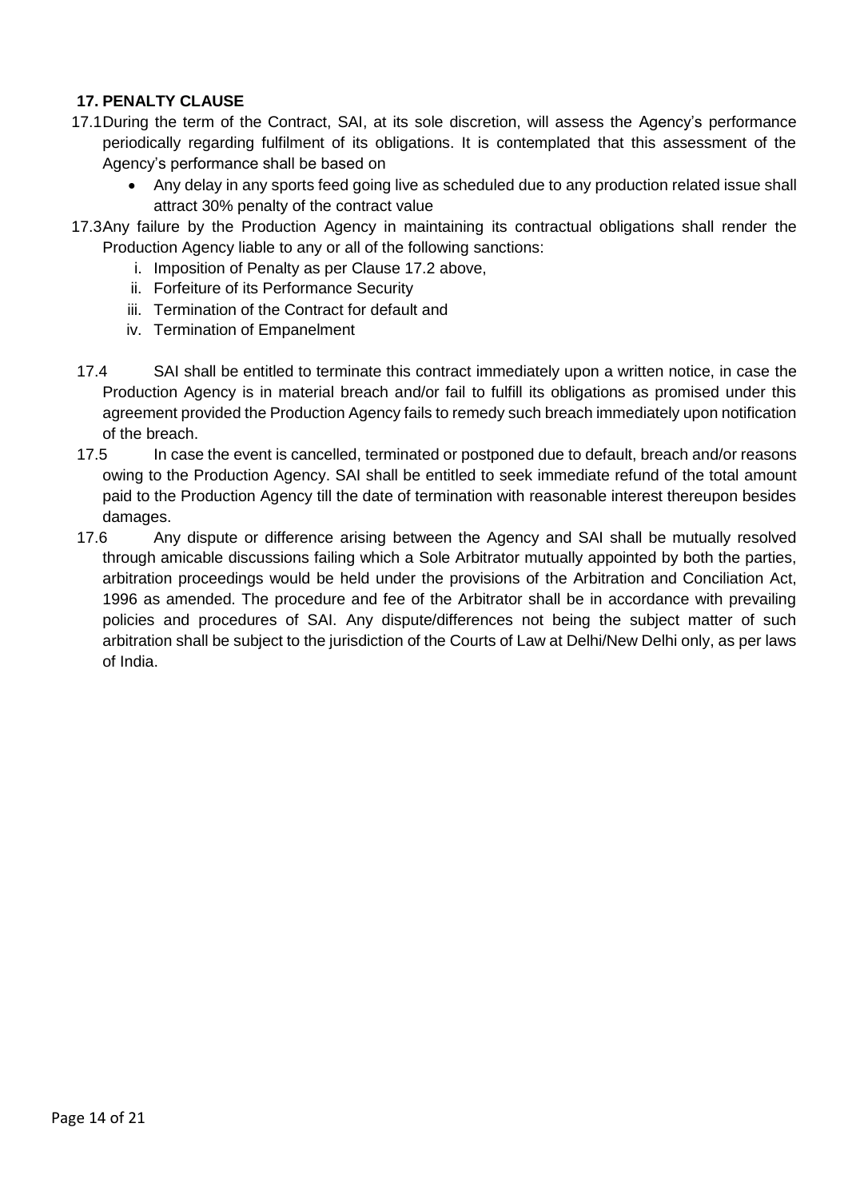**17. PENALTY CLAUSE**

17.1 During the term of the Contract, SAI, at its sole discretion, will assess the Agency's performance periodically regarding fulfilment of its obligations. It is contemplated that this assessment of the Agency's performance shall be based on

- Any delay in any sports feed going live as scheduled due to any production related issue shall attract 30% penalty of the contract value

17.3 Any failure by the Production Agency in maintaining its contractual obligations shall render the Production Agency liable to any or all of the following sanctions:

i. Imposition of Penalty as per Clause 17.2 above,
ii. Forfeiture of its Performance Security
iii. Termination of the Contract for default and
iv. Termination of Empanelment

17.4 SAI shall be entitled to terminate this contract immediately upon a written notice, in case the Production Agency is in material breach and/or fail to fulfill its obligations as promised under this agreement provided the Production Agency fails to remedy such breach immediately upon notification of the breach.

17.5 In case the event is cancelled, terminated or postponed due to default, breach and/or reasons owing to the Production Agency. SAI shall be entitled to seek immediate refund of the total amount paid to the Production Agency till the date of termination with reasonable interest thereupon besides damages.

17.6 Any dispute or difference arising between the Agency and SAI shall be mutually resolved through amicable discussions failing which a Sole Arbitrator mutually appointed by both the parties, arbitration proceedings would be held under the provisions of the Arbitration and Conciliation Act, 1996 as amended. The procedure and fee of the Arbitrator shall be in accordance with prevailing policies and procedures of SAI. Any dispute/differences not being the subject matter of such arbitration shall be subject to the jurisdiction of the Courts of Law at Delhi/New Delhi only, as per laws of India.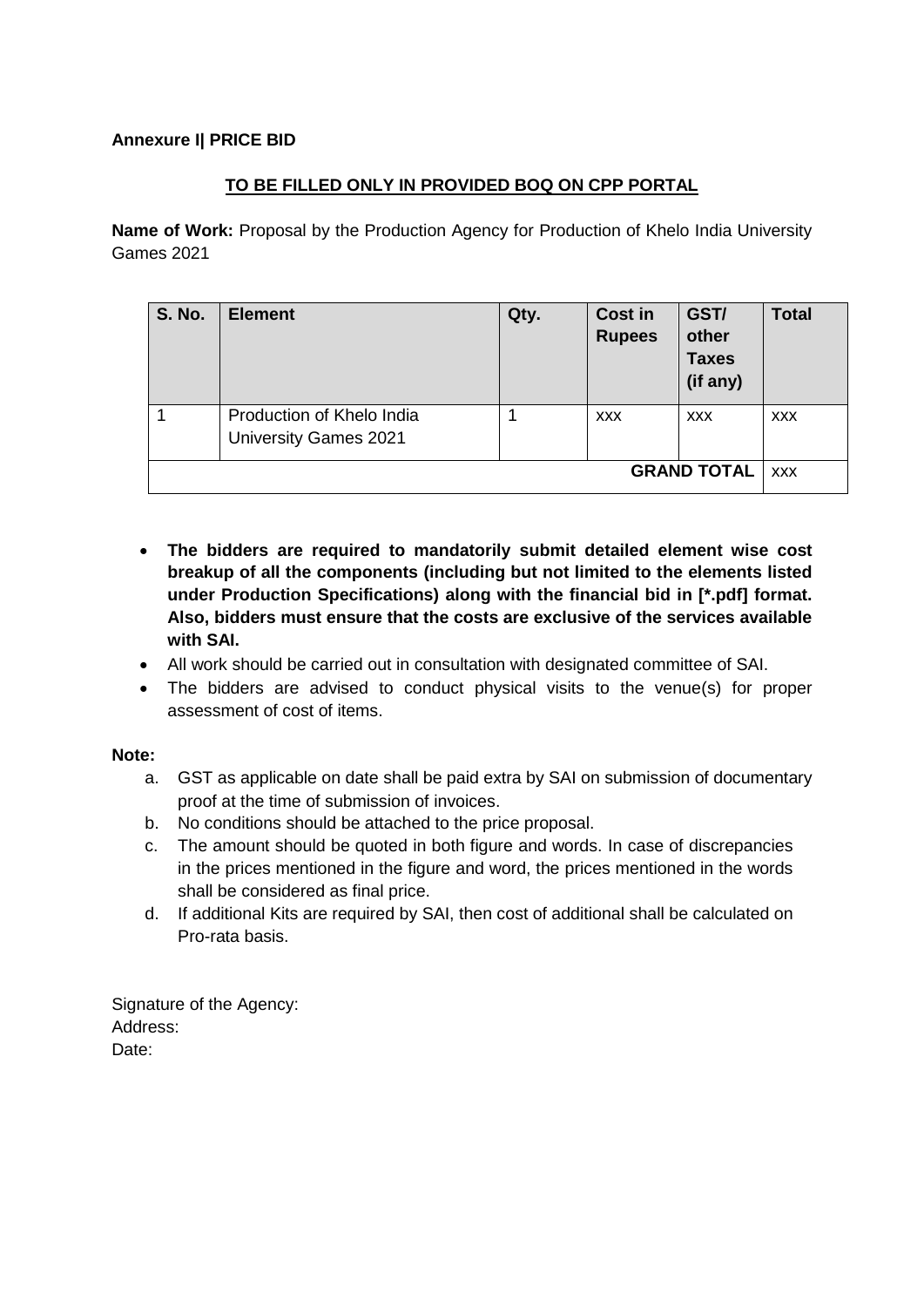**Annexure I| PRICE BID**

**<u>TO BE FILLED ONLY IN PROVIDED BOQ ON CPP PORTAL</u>**

**Name of Work:** Proposal by the Production Agency for Production of Khelo India University Games 2021

| **S. No.** | **Element** | **Qty.** | **Cost in Rupees** | **GST/ other Taxes (if any)** | **Total** |
|---|---|---|---|---|---|
| 1 | Production of Khelo India University Games 2021 | 1 | xxx | xxx | xxx |
| | | | | **GRAND TOTAL** | xxx |

- **The bidders are required to mandatorily submit detailed element wise cost breakup of all the components (including but not limited to the elements listed under Production Specifications) along with the financial bid in [*.pdf] format. Also, bidders must ensure that the costs are exclusive of the services available with SAI.**
- All work should be carried out in consultation with designated committee of SAI.
- The bidders are advised to conduct physical visits to the venue(s) for proper assessment of cost of items.

**Note:**

a. GST as applicable on date shall be paid extra by SAI on submission of documentary proof at the time of submission of invoices.
b. No conditions should be attached to the price proposal.
c. The amount should be quoted in both figure and words. In case of discrepancies in the prices mentioned in the figure and word, the prices mentioned in the words shall be considered as final price.
d. If additional Kits are required by SAI, then cost of additional shall be calculated on Pro-rata basis.

Signature of the Agency:
Address:
Date: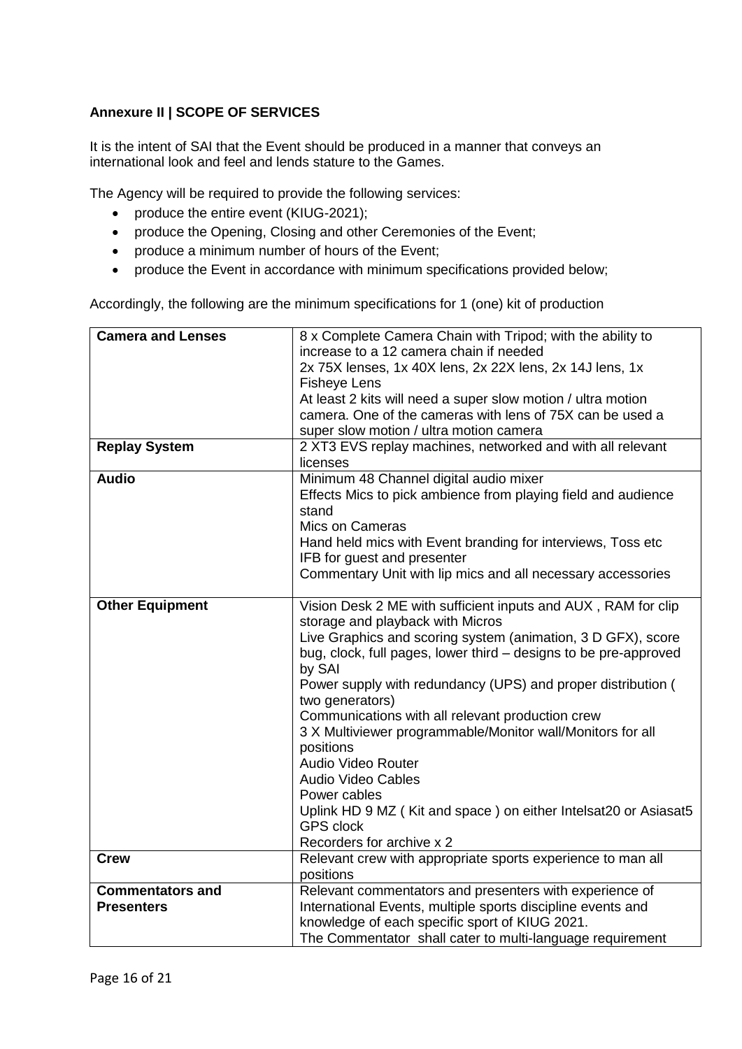**Annexure II | SCOPE OF SERVICES**

It is the intent of SAI that the Event should be produced in a manner that conveys an international look and feel and lends stature to the Games.

The Agency will be required to provide the following services:

- produce the entire event (KIUG-2021);
- produce the Opening, Closing and other Ceremonies of the Event;
- produce a minimum number of hours of the Event;
- produce the Event in accordance with minimum specifications provided below;

Accordingly, the following are the minimum specifications for 1 (one) kit of production

| | |
|---|---|
| **Camera and Lenses** | 8 x Complete Camera Chain with Tripod; with the ability to increase to a 12 camera chain if needed<br>2x 75X lenses, 1x 40X lens, 2x 22X lens, 2x 14J lens, 1x Fisheye Lens<br>At least 2 kits will need a super slow motion / ultra motion camera. One of the cameras with lens of 75X can be used a super slow motion / ultra motion camera |
| **Replay System** | 2 XT3 EVS replay machines, networked and with all relevant licenses |
| **Audio** | Minimum 48 Channel digital audio mixer<br>Effects Mics to pick ambience from playing field and audience stand<br>Mics on Cameras<br>Hand held mics with Event branding for interviews, Toss etc<br>IFB for guest and presenter<br>Commentary Unit with lip mics and all necessary accessories |
| **Other Equipment** | Vision Desk 2 ME with sufficient inputs and AUX , RAM for clip storage and playback with Micros<br>Live Graphics and scoring system (animation, 3 D GFX), score bug, clock, full pages, lower third – designs to be pre-approved by SAI<br>Power supply with redundancy (UPS) and proper distribution ( two generators)<br>Communications with all relevant production crew<br>3 X Multiviewer programmable/Monitor wall/Monitors for all positions<br>Audio Video Router<br>Audio Video Cables<br>Power cables<br>Uplink HD 9 MZ ( Kit and space ) on either Intelsat20 or Asiasat5<br>GPS clock<br>Recorders for archive x 2 |
| **Crew** | Relevant crew with appropriate sports experience to man all positions |
| **Commentators and Presenters** | Relevant commentators and presenters with experience of International Events, multiple sports discipline events and knowledge of each specific sport of KIUG 2021.<br>The Commentator shall cater to multi-language requirement |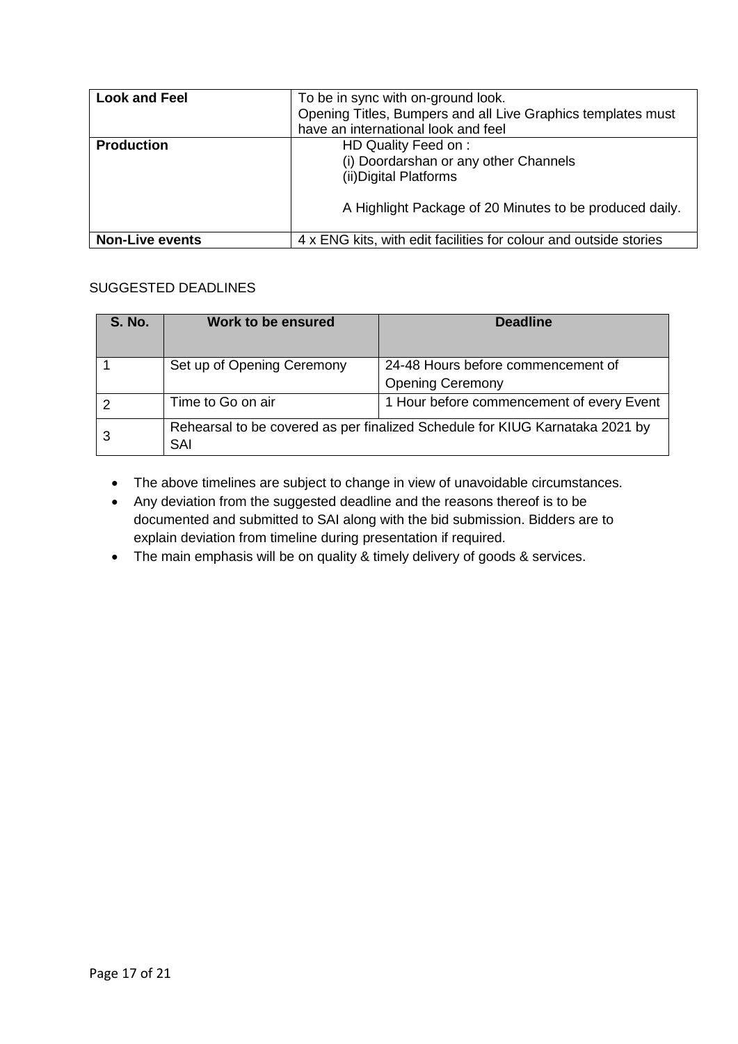| Look and Feel | To be in sync with on-ground look.<br>Opening Titles, Bumpers and all Live Graphics templates must have an international look and feel |
|---|---|
| **Production** | HD Quality Feed on :<br>(i) Doordarshan or any other Channels<br>(ii)Digital Platforms<br><br>A Highlight Package of 20 Minutes to be produced daily. |
| **Non-Live events** | 4 x ENG kits, with edit facilities for colour and outside stories |

SUGGESTED DEADLINES

| S. No. | Work to be ensured | Deadline |
|---|---|---|
| 1 | Set up of Opening Ceremony | 24-48 Hours before commencement of Opening Ceremony |
| 2 | Time to Go on air | 1 Hour before commencement of every Event |
| 3 | Rehearsal to be covered as per finalized Schedule for KIUG Karnataka 2021 by SAI | |

- The above timelines are subject to change in view of unavoidable circumstances.
- Any deviation from the suggested deadline and the reasons thereof is to be documented and submitted to SAI along with the bid submission. Bidders are to explain deviation from timeline during presentation if required.
- The main emphasis will be on quality & timely delivery of goods & services.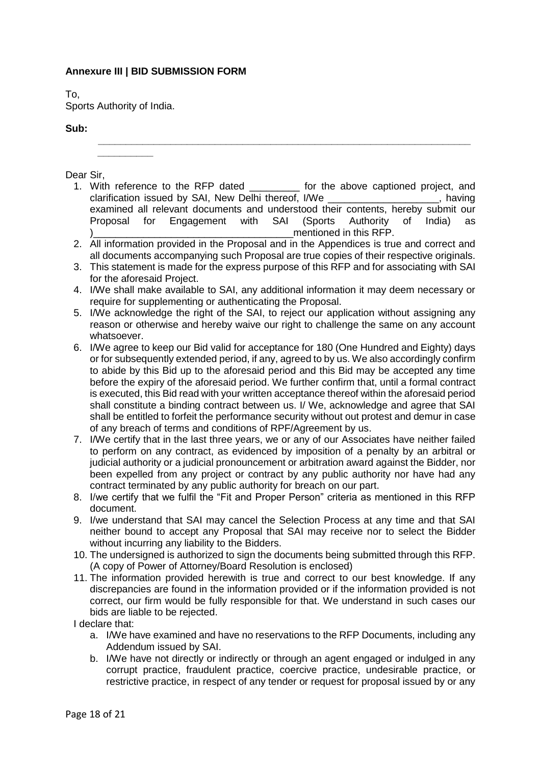**Annexure III | BID SUBMISSION FORM**

To,
Sports Authority of India.

**Sub:**

___________________________________________________________________
__________

Dear Sir,

1. With reference to the RFP dated _________ for the above captioned project, and clarification issued by SAI, New Delhi thereof, I/We ____________________, having examined all relevant documents and understood their contents, hereby submit our Proposal for Engagement with SAI (Sports Authority of India) as )___________________________________mentioned in this RFP.
2. All information provided in the Proposal and in the Appendices is true and correct and all documents accompanying such Proposal are true copies of their respective originals.
3. This statement is made for the express purpose of this RFP and for associating with SAI for the aforesaid Project.
4. I/We shall make available to SAI, any additional information it may deem necessary or require for supplementing or authenticating the Proposal.
5. I/We acknowledge the right of the SAI, to reject our application without assigning any reason or otherwise and hereby waive our right to challenge the same on any account whatsoever.
6. I/We agree to keep our Bid valid for acceptance for 180 (One Hundred and Eighty) days or for subsequently extended period, if any, agreed to by us. We also accordingly confirm to abide by this Bid up to the aforesaid period and this Bid may be accepted any time before the expiry of the aforesaid period. We further confirm that, until a formal contract is executed, this Bid read with your written acceptance thereof within the aforesaid period shall constitute a binding contract between us. I/ We, acknowledge and agree that SAI shall be entitled to forfeit the performance security without out protest and demur in case of any breach of terms and conditions of RPF/Agreement by us.
7. I/We certify that in the last three years, we or any of our Associates have neither failed to perform on any contract, as evidenced by imposition of a penalty by an arbitral or judicial authority or a judicial pronouncement or arbitration award against the Bidder, nor been expelled from any project or contract by any public authority nor have had any contract terminated by any public authority for breach on our part.
8. I/we certify that we fulfil the "Fit and Proper Person" criteria as mentioned in this RFP document.
9. I/we understand that SAI may cancel the Selection Process at any time and that SAI neither bound to accept any Proposal that SAI may receive nor to select the Bidder without incurring any liability to the Bidders.
10. The undersigned is authorized to sign the documents being submitted through this RFP. (A copy of Power of Attorney/Board Resolution is enclosed)
11. The information provided herewith is true and correct to our best knowledge. If any discrepancies are found in the information provided or if the information provided is not correct, our firm would be fully responsible for that. We understand in such cases our bids are liable to be rejected.

I declare that:

a. I/We have examined and have no reservations to the RFP Documents, including any Addendum issued by SAI.
b. I/We have not directly or indirectly or through an agent engaged or indulged in any corrupt practice, fraudulent practice, coercive practice, undesirable practice, or restrictive practice, in respect of any tender or request for proposal issued by or any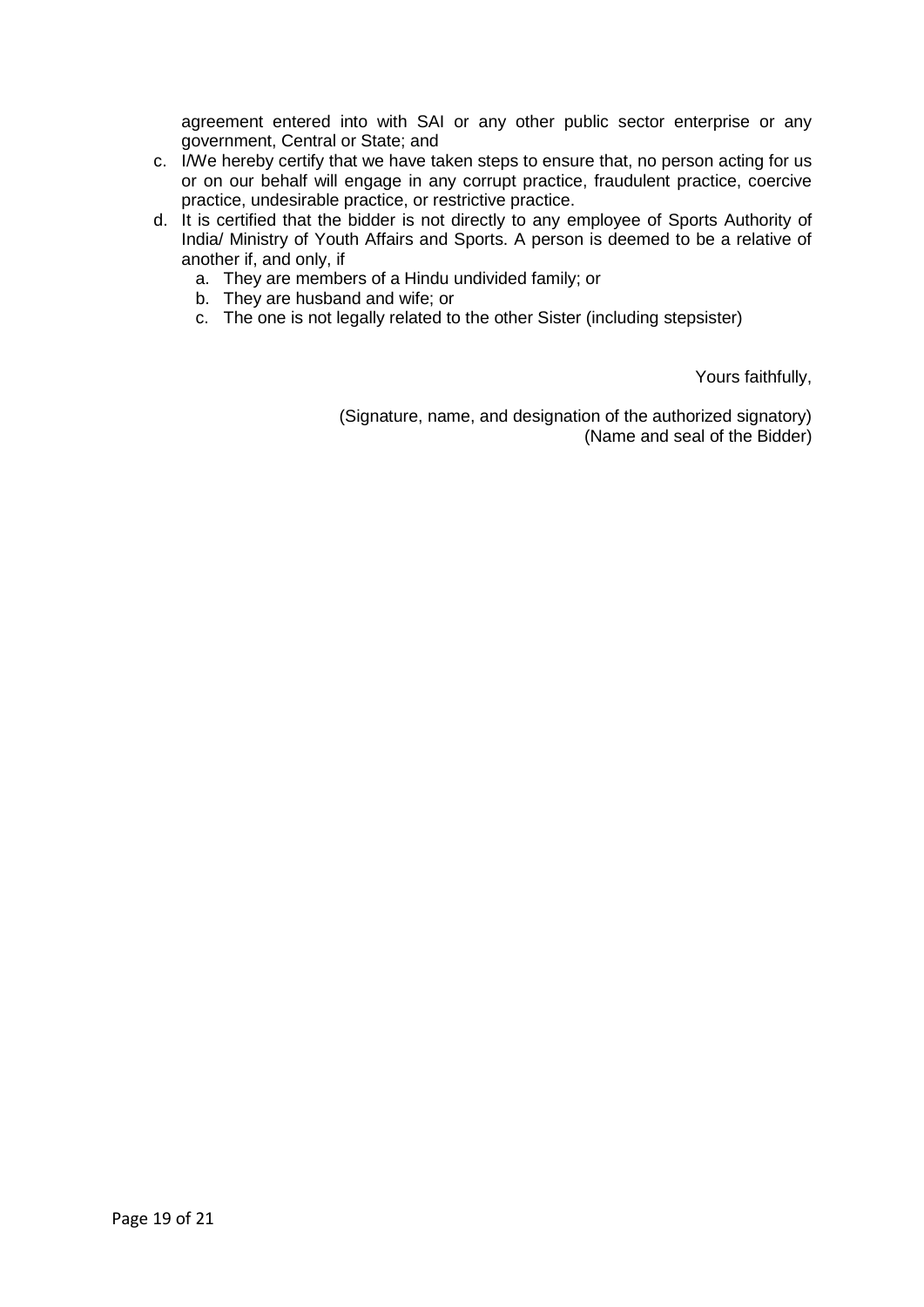agreement entered into with SAI or any other public sector enterprise or any government, Central or State; and

c. I/We hereby certify that we have taken steps to ensure that, no person acting for us or on our behalf will engage in any corrupt practice, fraudulent practice, coercive practice, undesirable practice, or restrictive practice.
d. It is certified that the bidder is not directly to any employee of Sports Authority of India/ Ministry of Youth Affairs and Sports. A person is deemed to be a relative of another if, and only, if
   a. They are members of a Hindu undivided family; or
   b. They are husband and wife; or
   c. The one is not legally related to the other Sister (including stepsister)

Yours faithfully,

(Signature, name, and designation of the authorized signatory)
(Name and seal of the Bidder)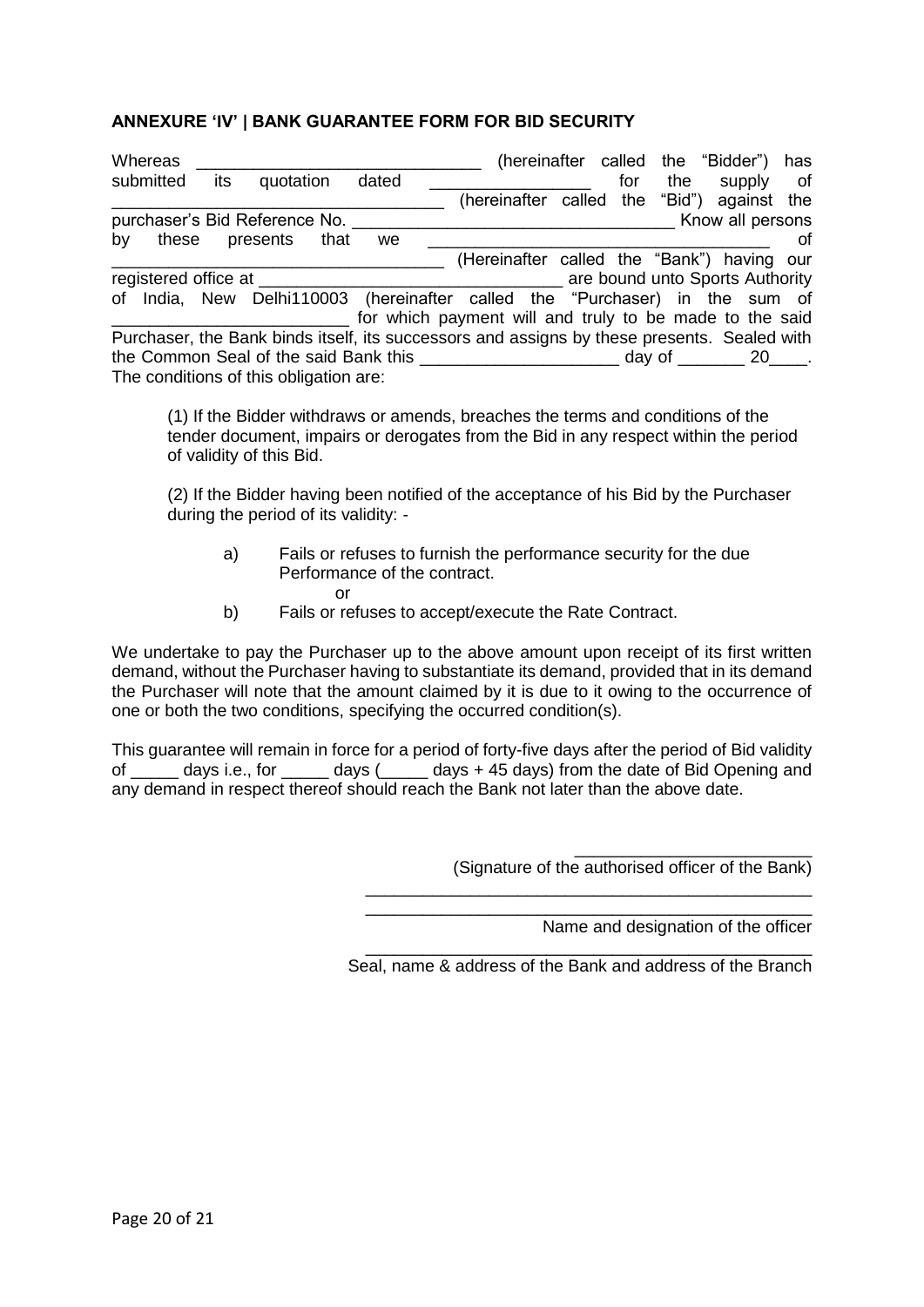**ANNEXURE 'IV' | BANK GUARANTEE FORM FOR BID SECURITY**

Whereas ______________________________ (hereinafter called the "Bidder") has submitted its quotation dated _________________ for the supply of ___________________________________ (hereinafter called the "Bid") against the purchaser's Bid Reference No. __________________________________ Know all persons by these presents that we ____________________________________ of ___________________________________ (Hereinafter called the "Bank") having our registered office at ________________________________ are bound unto Sports Authority of India, New Delhi110003 (hereinafter called the "Purchaser) in the sum of _________________________ for which payment will and truly to be made to the said Purchaser, the Bank binds itself, its successors and assigns by these presents. Sealed with the Common Seal of the said Bank this _____________________ day of _______ 20____. The conditions of this obligation are:

(1) If the Bidder withdraws or amends, breaches the terms and conditions of the tender document, impairs or derogates from the Bid in any respect within the period of validity of this Bid.

(2) If the Bidder having been notified of the acceptance of his Bid by the Purchaser during the period of its validity: -

a) Fails or refuses to furnish the performance security for the due Performance of the contract.

or

b) Fails or refuses to accept/execute the Rate Contract.

We undertake to pay the Purchaser up to the above amount upon receipt of its first written demand, without the Purchaser having to substantiate its demand, provided that in its demand the Purchaser will note that the amount claimed by it is due to it owing to the occurrence of one or both the two conditions, specifying the occurred condition(s).

This guarantee will remain in force for a period of forty-five days after the period of Bid validity of _____ days i.e., for _____ days (_____ days + 45 days) from the date of Bid Opening and any demand in respect thereof should reach the Bank not later than the above date.

_________________________
(Signature of the authorised officer of the Bank)

_________________________________________________
_________________________________________________
Name and designation of the officer

_________________________________________________
Seal, name & address of the Bank and address of the Branch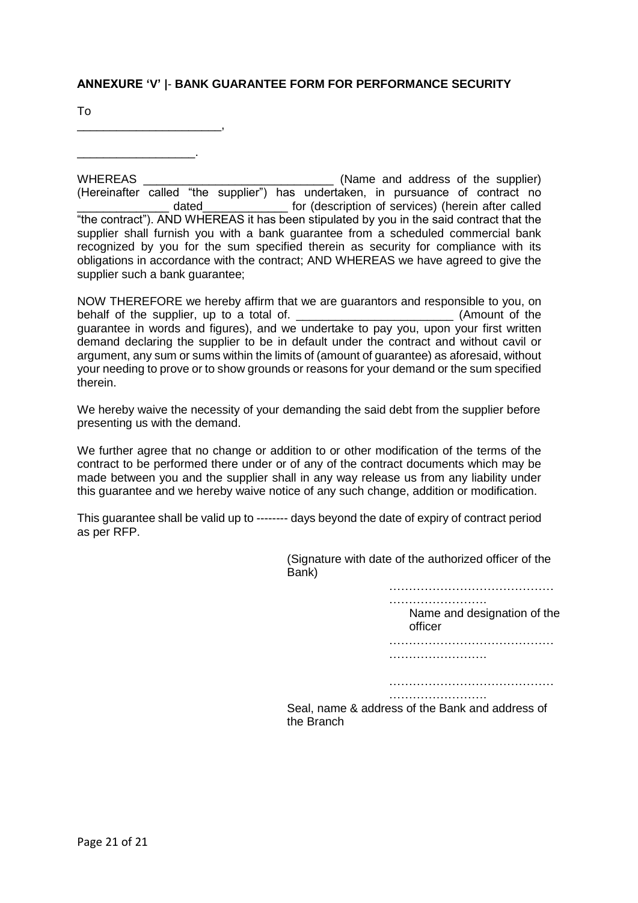**ANNEXURE 'V' |- BANK GUARANTEE FORM FOR PERFORMANCE SECURITY**

To

______________________,

__________________.

WHEREAS _____________________________ (Name and address of the supplier) (Hereinafter called "the supplier") has undertaken, in pursuance of contract no ______________ dated_____________ for (description of services) (herein after called "the contract"). AND WHEREAS it has been stipulated by you in the said contract that the supplier shall furnish you with a bank guarantee from a scheduled commercial bank recognized by you for the sum specified therein as security for compliance with its obligations in accordance with the contract; AND WHEREAS we have agreed to give the supplier such a bank guarantee;

NOW THEREFORE we hereby affirm that we are guarantors and responsible to you, on behalf of the supplier, up to a total of. ________________________ (Amount of the guarantee in words and figures), and we undertake to pay you, upon your first written demand declaring the supplier to be in default under the contract and without cavil or argument, any sum or sums within the limits of (amount of guarantee) as aforesaid, without your needing to prove or to show grounds or reasons for your demand or the sum specified therein.

We hereby waive the necessity of your demanding the said debt from the supplier before presenting us with the demand.

We further agree that no change or addition to or other modification of the terms of the contract to be performed there under or of any of the contract documents which may be made between you and the supplier shall in any way release us from any liability under this guarantee and we hereby waive notice of any such change, addition or modification.

This guarantee shall be valid up to -------- days beyond the date of expiry of contract period as per RFP.

(Signature with date of the authorized officer of the Bank)

…………………………………………………………….

Name and designation of the officer

…………………………………………………………….

…………………………………………………………….

Seal, name & address of the Bank and address of the Branch